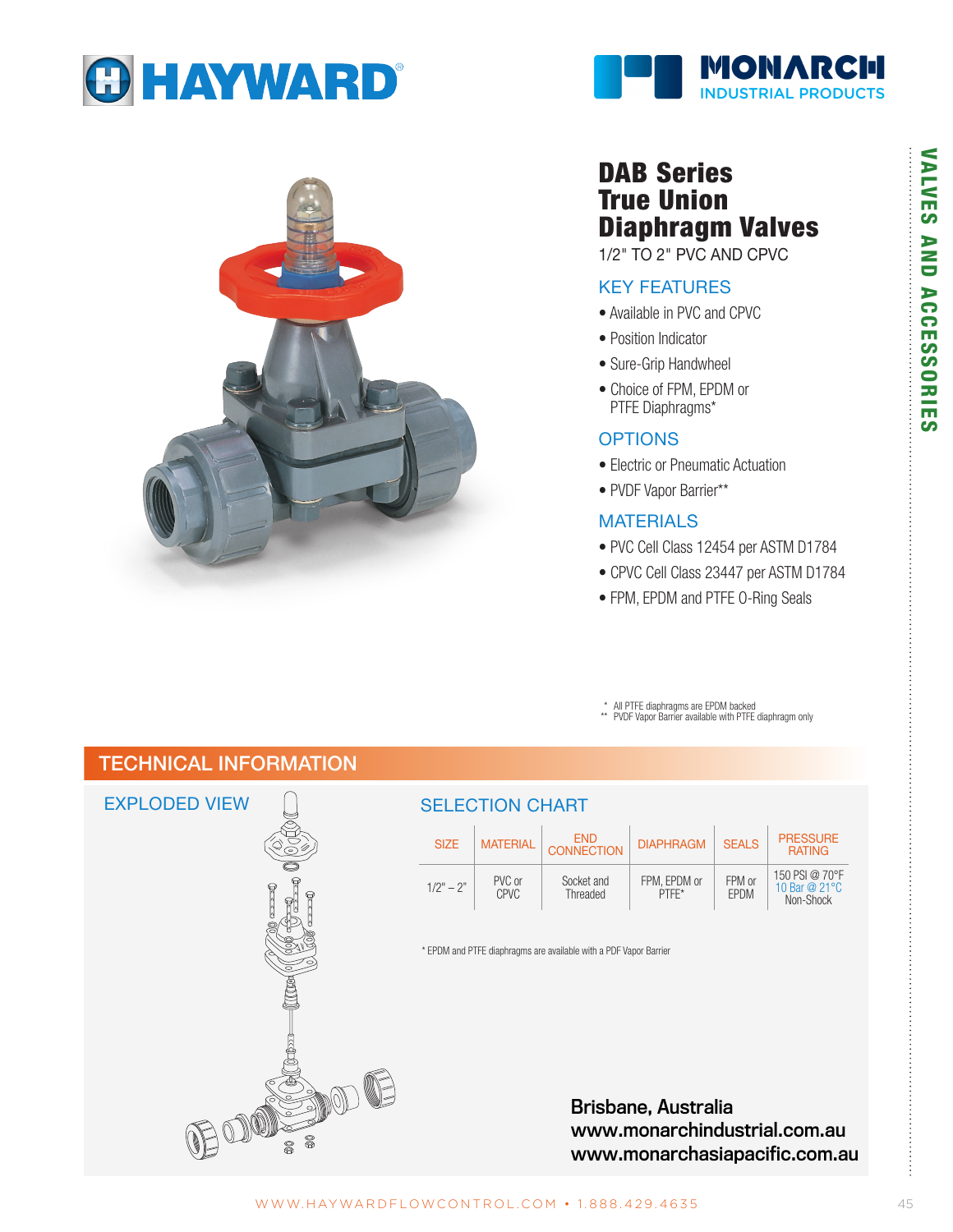# DAB Series True Union Diaphragm Valves

1/2" TO 2" PVC AND CPVC

## KEY FEATURES

- Available in PVC and CPVC
- Position Indicator
- Sure-Grip Handwheel
- Choice of FPM, EPDM or PTFE Diaphragms*

## OPTIONS

- Electric or Pneumatic Actuation
- PVDF Vapor Barrier**

## MATERIALS

- PVC Cell Class 12454 per ASTM D1784
- CPVC Cell Class 23447 per ASTM D1784
- FPM, EPDM and PTFE O-Ring Seals

\* All PTFE diaphragms are EPDM backed
\*\* PVDF Vapor Barrier available with PTFE diaphragm only

## TECHNICAL INFORMATION

### EXPLODED VIEW

### SELECTION CHART

| SIZE | MATERIAL | END CONNECTION | DIAPHRAGM | SEALS | PRESSURE RATING |
|---|---|---|---|---|---|
| 1/2" – 2" | PVC or CPVC | Socket and Threaded | FPM, EPDM or PTFE* | FPM or EPDM | 150 PSI @ 70°F 10 Bar @ 21°C Non-Shock |

\* EPDM and PTFE diaphragms are available with a PDF Vapor Barrier

**Brisbane, Australia**
**www.monarchindustrial.com.au**
**www.monarchasiapacific.com.au**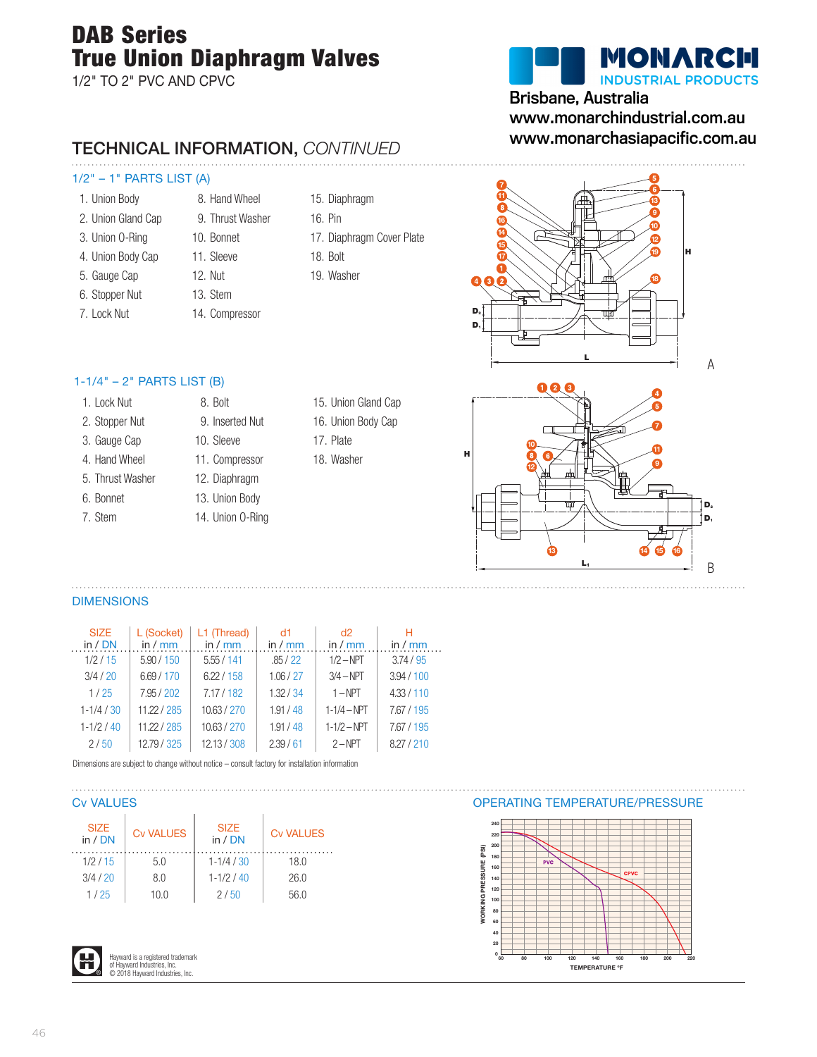# DAB Series
# True Union Diaphragm Valves

1/2" TO 2" PVC AND CPVC

MONARCH INDUSTRIAL PRODUCTS
Brisbane, Australia
www.monarchindustrial.com.au
www.monarchasiapacific.com.au

## TECHNICAL INFORMATION, *CONTINUED*

### 1/2" – 1" PARTS LIST (A)

1. Union Body
2. Union Gland Cap
3. Union O-Ring
4. Union Body Cap
5. Gauge Cap
6. Stopper Nut
7. Lock Nut
8. Hand Wheel
9. Thrust Washer
10. Bonnet
11. Sleeve
12. Nut
13. Stem
14. Compressor
15. Diaphragm
16. Pin
17. Diaphragm Cover Plate
18. Bolt
19. Washer

H
D2
D1
L
A

### 1-1/4" – 2" PARTS LIST (B)

1. Lock Nut
2. Stopper Nut
3. Gauge Cap
4. Hand Wheel
5. Thrust Washer
6. Bonnet
7. Stem
8. Bolt
9. Inserted Nut
10. Sleeve
11. Compressor
12. Diaphragm
13. Union Body
14. Union O-Ring
15. Union Gland Cap
16. Union Body Cap
17. Plate
18. Washer

H
D2
D1
L1
B

### DIMENSIONS

| SIZE in / DN | L (Socket) in / mm | L1 (Thread) in / mm | d1 in / mm | d2 in / mm | H in / mm |
|---|---|---|---|---|---|
| 1/2 / 15 | 5.90 / 150 | 5.55 / 141 | .85 / 22 | 1/2 – NPT | 3.74 / 95 |
| 3/4 / 20 | 6.69 / 170 | 6.22 / 158 | 1.06 / 27 | 3/4 – NPT | 3.94 / 100 |
| 1 / 25 | 7.95 / 202 | 7.17 / 182 | 1.32 / 34 | 1 – NPT | 4.33 / 110 |
| 1-1/4 / 30 | 11.22 / 285 | 10.63 / 270 | 1.91 / 48 | 1-1/4 – NPT | 7.67 / 195 |
| 1-1/2 / 40 | 11.22 / 285 | 10.63 / 270 | 1.91 / 48 | 1-1/2 – NPT | 7.67 / 195 |
| 2 / 50 | 12.79 / 325 | 12.13 / 308 | 2.39 / 61 | 2 – NPT | 8.27 / 210 |

Dimensions are subject to change without notice – consult factory for installation information

### Cv VALUES

| SIZE in / DN | Cv VALUES | SIZE in / DN | Cv VALUES |
|---|---|---|---|
| 1/2 / 15 | 5.0 | 1-1/4 / 30 | 18.0 |
| 3/4 / 20 | 8.0 | 1-1/2 / 40 | 26.0 |
| 1 / 25 | 10.0 | 2 / 50 | 56.0 |

### OPERATING TEMPERATURE/PRESSURE

WORKING PRESSURE (PSI)
240
220
200
180
160
140
120
100
80
60
40
20
0
PVC
CPVC
60
80
100
120
140
160
180
200
220
TEMPERATURE °F

Hayward is a registered trademark of Hayward Industries, Inc.
© 2018 Hayward Industries, Inc.